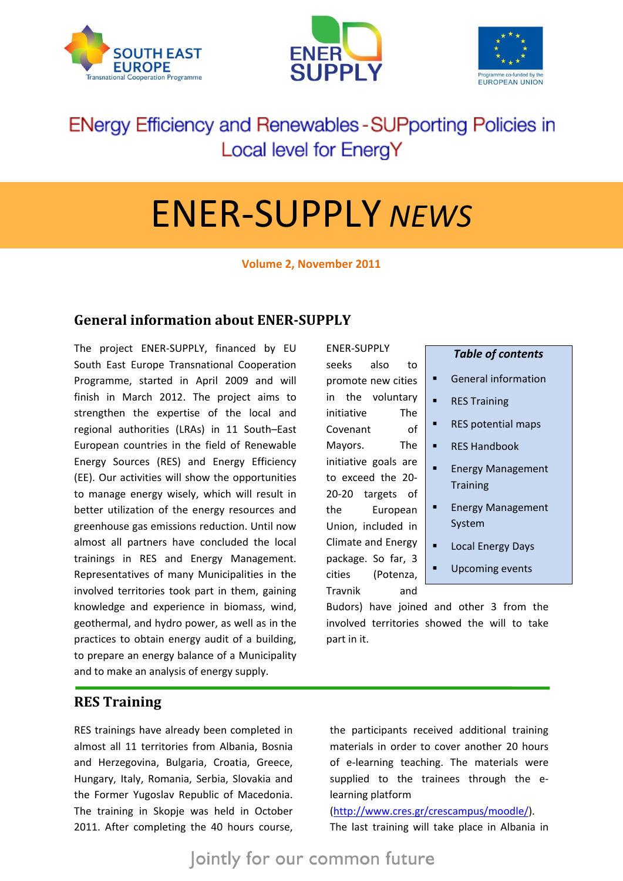SOUTH EAST EUROPE
Transnational Cooperation Programme

ENER SUPPLY

Programme co-funded by the EUROPEAN UNION

ENergy Efficiency and Renewables - SUPporting Policies in Local level for EnergY

# ENER-SUPPLY *NEWS*

**Volume 2, November 2011**

## General information about ENER-SUPPLY

The project ENER-SUPPLY, financed by EU South East Europe Transnational Cooperation Programme, started in April 2009 and will finish in March 2012. The project aims to strengthen the expertise of the local and regional authorities (LRAs) in 11 South–East European countries in the field of Renewable Energy Sources (RES) and Energy Efficiency (EE). Our activities will show the opportunities to manage energy wisely, which will result in better utilization of the energy resources and greenhouse gas emissions reduction. Until now almost all partners have concluded the local trainings in RES and Energy Management. Representatives of many Municipalities in the involved territories took part in them, gaining knowledge and experience in biomass, wind, geothermal, and hydro power, as well as in the practices to obtain energy audit of a building, to prepare an energy balance of a Municipality and to make an analysis of energy supply.

ENER-SUPPLY seeks also to promote new cities in the voluntary initiative The Covenant of Mayors. The initiative goals are to exceed the 20-20-20 targets of the European Union, included in Climate and Energy package. So far, 3 cities (Potenza, Travnik and Budors) have joined and other 3 from the involved territories showed the will to take part in it.

***Table of contents***

- General information
- RES Training
- RES potential maps
- RES Handbook
- Energy Management Training
- Energy Management System
- Local Energy Days
- Upcoming events

## RES Training

RES trainings have already been completed in almost all 11 territories from Albania, Bosnia and Herzegovina, Bulgaria, Croatia, Greece, Hungary, Italy, Romania, Serbia, Slovakia and the Former Yugoslav Republic of Macedonia. The training in Skopje was held in October 2011. After completing the 40 hours course, the participants received additional training materials in order to cover another 20 hours of e-learning teaching. The materials were supplied to the trainees through the e-learning platform (http://www.cres.gr/crescampus/moodle/). The last training will take place in Albania in

Jointly for our common future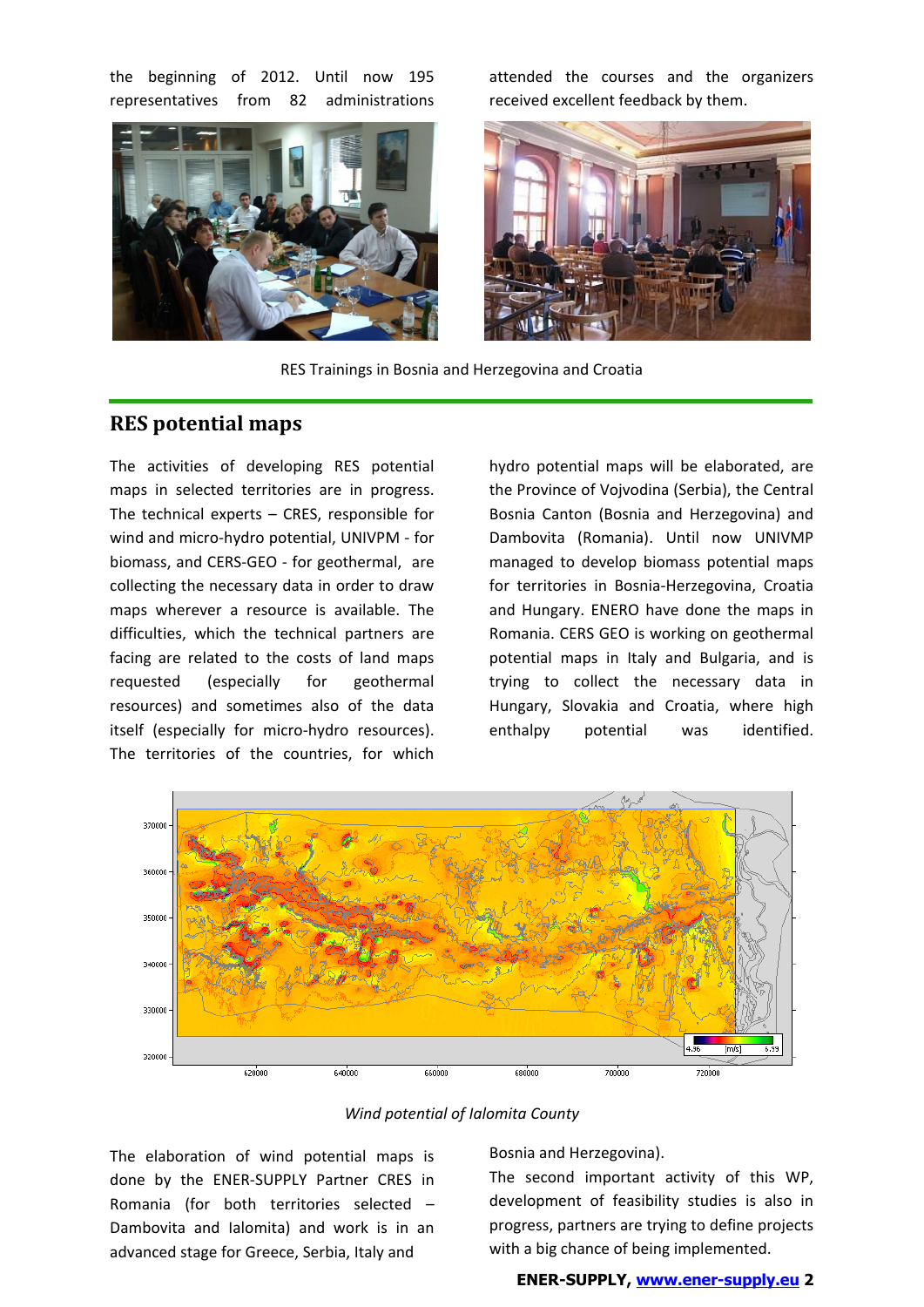the beginning of 2012. Until now 195 representatives from 82 administrations attended the courses and the organizers received excellent feedback by them.

RES Trainings in Bosnia and Herzegovina and Croatia

## RES potential maps

The activities of developing RES potential maps in selected territories are in progress. The technical experts – CRES, responsible for wind and micro-hydro potential, UNIVPM - for biomass, and CERS-GEO - for geothermal, are collecting the necessary data in order to draw maps wherever a resource is available. The difficulties, which the technical partners are facing are related to the costs of land maps requested (especially for geothermal resources) and sometimes also of the data itself (especially for micro-hydro resources). The territories of the countries, for which hydro potential maps will be elaborated, are the Province of Vojvodina (Serbia), the Central Bosnia Canton (Bosnia and Herzegovina) and Dambovita (Romania). Until now UNIVMP managed to develop biomass potential maps for territories in Bosnia-Herzegovina, Croatia and Hungary. ENERO have done the maps in Romania. CERS GEO is working on geothermal potential maps in Italy and Bulgaria, and is trying to collect the necessary data in Hungary, Slovakia and Croatia, where high enthalpy potential was identified.

*Wind potential of Ialomita County*

The elaboration of wind potential maps is done by the ENER-SUPPLY Partner CRES in Romania (for both territories selected – Dambovita and Ialomita) and work is in an advanced stage for Greece, Serbia, Italy and Bosnia and Herzegovina).

The second important activity of this WP, development of feasibility studies is also in progress, partners are trying to define projects with a big chance of being implemented.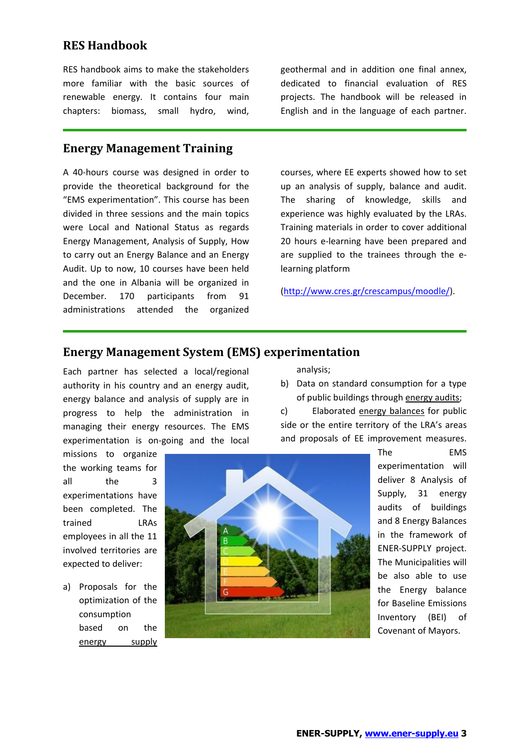## RES Handbook

RES handbook aims to make the stakeholders more familiar with the basic sources of renewable energy. It contains four main chapters: biomass, small hydro, wind, geothermal and in addition one final annex, dedicated to financial evaluation of RES projects. The handbook will be released in English and in the language of each partner.

## Energy Management Training

A 40-hours course was designed in order to provide the theoretical background for the "EMS experimentation". This course has been divided in three sessions and the main topics were Local and National Status as regards Energy Management, Analysis of Supply, How to carry out an Energy Balance and an Energy Audit. Up to now, 10 courses have been held and the one in Albania will be organized in December. 170 participants from 91 administrations attended the organized courses, where EE experts showed how to set up an analysis of supply, balance and audit. The sharing of knowledge, skills and experience was highly evaluated by the LRAs. Training materials in order to cover additional 20 hours e-learning have been prepared and are supplied to the trainees through the e-learning platform

(http://www.cres.gr/crescampus/moodle/).

## Energy Management System (EMS) experimentation

Each partner has selected a local/regional authority in his country and an energy audit, energy balance and analysis of supply are in progress to help the administration in managing their energy resources. The EMS experimentation is on-going and the local missions to organize the working teams for all the 3 experimentations have been completed. The trained LRAs employees in all the 11 involved territories are expected to deliver:

a) Proposals for the optimization of the consumption based on the energy supply analysis;
b) Data on standard consumption for a type of public buildings through energy audits;
c) Elaborated energy balances for public side or the entire territory of the LRA's areas and proposals of EE improvement measures.

The EMS experimentation will deliver 8 Analysis of Supply, 31 energy audits of buildings and 8 Energy Balances in the framework of ENER-SUPPLY project. The Municipalities will be also able to use the Energy balance for Baseline Emissions Inventory (BEI) of Covenant of Mayors.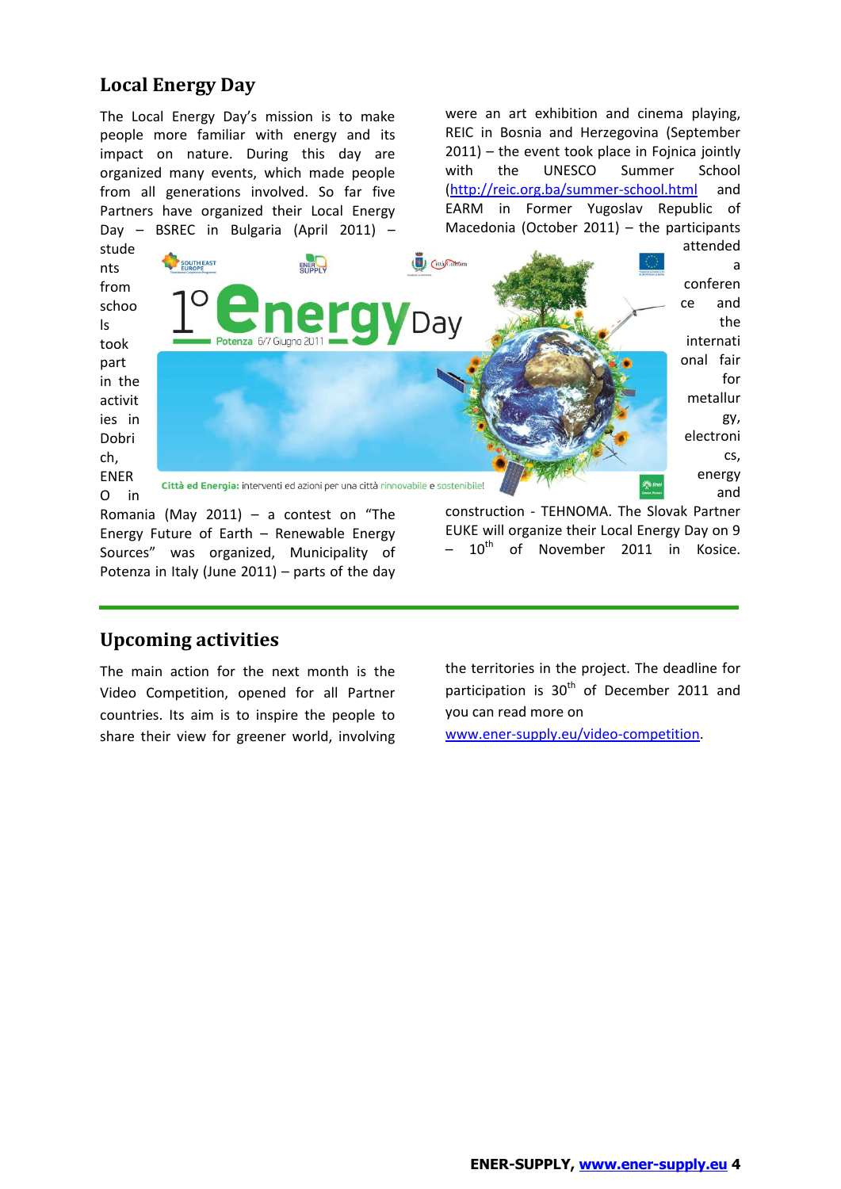## Local Energy Day

The Local Energy Day's mission is to make people more familiar with energy and its impact on nature. During this day are organized many events, which made people from all generations involved. So far five Partners have organized their Local Energy Day – BSREC in Bulgaria (April 2011) – students from schools took part in the activities in Dobrich, ENERO in Romania (May 2011) – a contest on "The Energy Future of Earth – Renewable Energy Sources" was organized, Municipality of Potenza in Italy (June 2011) – parts of the day were an art exhibition and cinema playing, REIC in Bosnia and Herzegovina (September 2011) – the event took place in Fojnica jointly with the UNESCO Summer School ([http://reic.org.ba/summer-school.html](http://reic.org.ba/summer-school.html)) and EARM in Former Yugoslav Republic of Macedonia (October 2011) – the participants attended a conference and the international fair for metallurgy, electronics, energy and construction - TEHNOMA. The Slovak Partner EUKE will organize their Local Energy Day on 9 – 10th of November 2011 in Kosice.

## Upcoming activities

The main action for the next month is the Video Competition, opened for all Partner countries. Its aim is to inspire the people to share their view for greener world, involving the territories in the project. The deadline for participation is 30th of December 2011 and you can read more on [www.ener-supply.eu/video-competition](www.ener-supply.eu/video-competition).